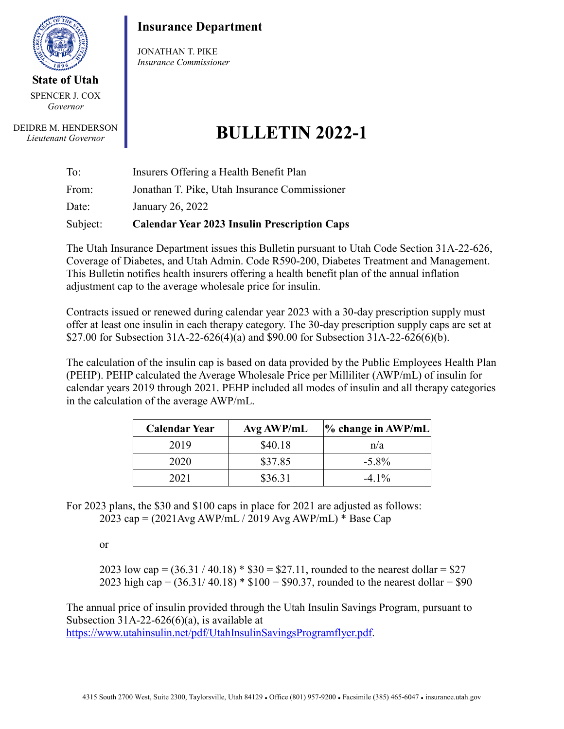**State of Utah**

SPENCER J. COX
*Governor*

DEIDRE M. HENDERSON
*Lieutenant Governor*

**Insurance Department**

JONATHAN T. PIKE
*Insurance Commissioner*

# BULLETIN 2022-1

To: Insurers Offering a Health Benefit Plan

From: Jonathan T. Pike, Utah Insurance Commissioner

Date: January 26, 2022

Subject: **Calendar Year 2023 Insulin Prescription Caps**

The Utah Insurance Department issues this Bulletin pursuant to Utah Code Section 31A-22-626, Coverage of Diabetes, and Utah Admin. Code R590-200, Diabetes Treatment and Management. This Bulletin notifies health insurers offering a health benefit plan of the annual inflation adjustment cap to the average wholesale price for insulin.

Contracts issued or renewed during calendar year 2023 with a 30-day prescription supply must offer at least one insulin in each therapy category. The 30-day prescription supply caps are set at $27.00 for Subsection 31A-22-626(4)(a) and $90.00 for Subsection 31A-22-626(6)(b).

The calculation of the insulin cap is based on data provided by the Public Employees Health Plan (PEHP). PEHP calculated the Average Wholesale Price per Milliliter (AWP/mL) of insulin for calendar years 2019 through 2021. PEHP included all modes of insulin and all therapy categories in the calculation of the average AWP/mL.

| Calendar Year | Avg AWP/mL | % change in AWP/mL |
|---|---|---|
| 2019 | $40.18 | n/a |
| 2020 | $37.85 | -5.8% |
| 2021 | $36.31 | -4.1% |

For 2023 plans, the $30 and $100 caps in place for 2021 are adjusted as follows:

2023 cap = (2021Avg AWP/mL / 2019 Avg AWP/mL) * Base Cap

or

2023 low cap = (36.31 / 40.18) * $30 = $27.11, rounded to the nearest dollar = $27

2023 high cap = (36.31/ 40.18) * $100 = $90.37, rounded to the nearest dollar = $90

The annual price of insulin provided through the Utah Insulin Savings Program, pursuant to Subsection 31A-22-626(6)(a), is available at https://www.utahinsulin.net/pdf/UtahInsulinSavingsProgramflyer.pdf.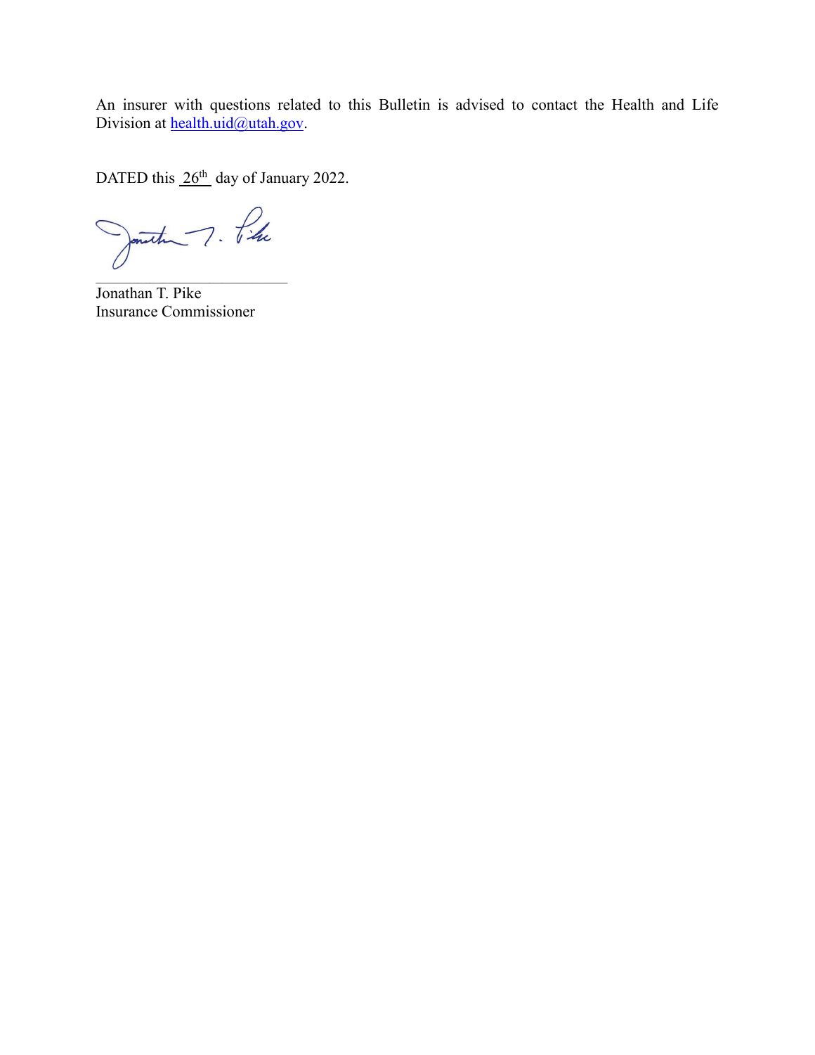An insurer with questions related to this Bulletin is advised to contact the Health and Life Division at health.uid@utah.gov.

DATED this 26th day of January 2022.

\_\_\_\_\_\_\_\_\_\_\_\_\_\_\_\_\_\_\_\_\_\_\_\_\_\_

Jonathan T. Pike
Insurance Commissioner